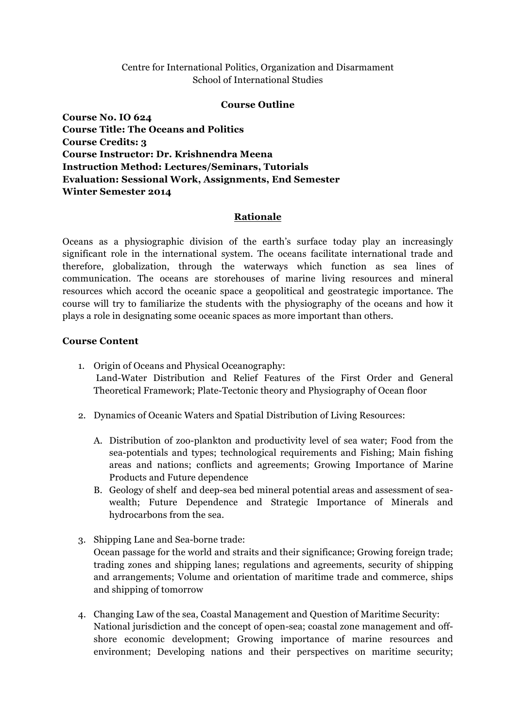Centre for International Politics, Organization and Disarmament
School of International Studies

**Course Outline**

**Course No. IO 624**
**Course Title: The Oceans and Politics**
**Course Credits: 3**
**Course Instructor: Dr. Krishnendra Meena**
**Instruction Method: Lectures/Seminars, Tutorials**
**Evaluation: Sessional Work, Assignments, End Semester**
**Winter Semester 2014**

## Rationale

Oceans as a physiographic division of the earth's surface today play an increasingly significant role in the international system. The oceans facilitate international trade and therefore, globalization, through the waterways which function as sea lines of communication. The oceans are storehouses of marine living resources and mineral resources which accord the oceanic space a geopolitical and geostrategic importance. The course will try to familiarize the students with the physiography of the oceans and how it plays a role in designating some oceanic spaces as more important than others.

**Course Content**

1. Origin of Oceans and Physical Oceanography:
   Land-Water Distribution and Relief Features of the First Order and General Theoretical Framework; Plate-Tectonic theory and Physiography of Ocean floor

2. Dynamics of Oceanic Waters and Spatial Distribution of Living Resources:

   A. Distribution of zoo-plankton and productivity level of sea water; Food from the sea-potentials and types; technological requirements and Fishing; Main fishing areas and nations; conflicts and agreements; Growing Importance of Marine Products and Future dependence
   B. Geology of shelf and deep-sea bed mineral potential areas and assessment of sea-wealth; Future Dependence and Strategic Importance of Minerals and hydrocarbons from the sea.

3. Shipping Lane and Sea-borne trade:
   Ocean passage for the world and straits and their significance; Growing foreign trade; trading zones and shipping lanes; regulations and agreements, security of shipping and arrangements; Volume and orientation of maritime trade and commerce, ships and shipping of tomorrow

4. Changing Law of the sea, Coastal Management and Question of Maritime Security:
   National jurisdiction and the concept of open-sea; coastal zone management and off-shore economic development; Growing importance of marine resources and environment; Developing nations and their perspectives on maritime security;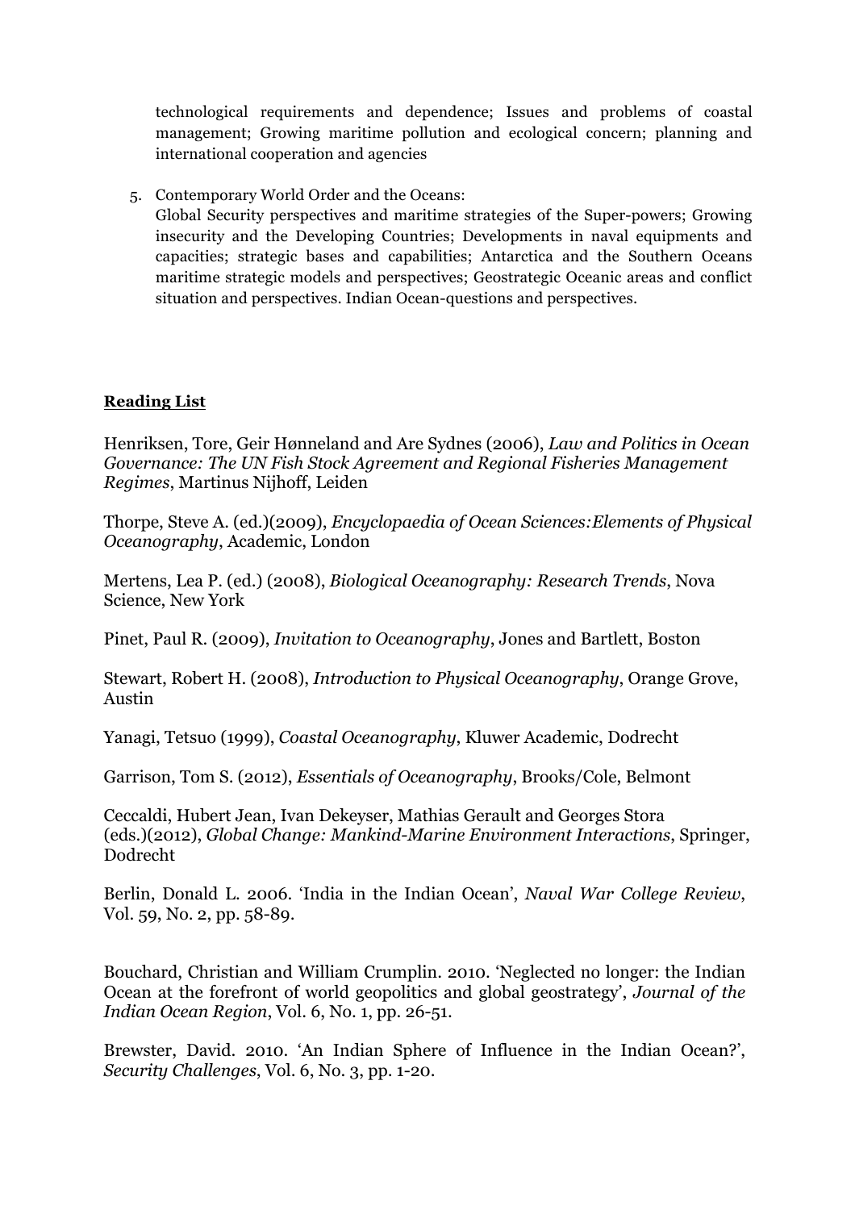technological requirements and dependence; Issues and problems of coastal management; Growing maritime pollution and ecological concern; planning and international cooperation and agencies

5. Contemporary World Order and the Oceans:
   Global Security perspectives and maritime strategies of the Super-powers; Growing insecurity and the Developing Countries; Developments in naval equipments and capacities; strategic bases and capabilities; Antarctica and the Southern Oceans maritime strategic models and perspectives; Geostrategic Oceanic areas and conflict situation and perspectives. Indian Ocean-questions and perspectives.

**Reading List**

Henriksen, Tore, Geir Hønneland and Are Sydnes (2006), *Law and Politics in Ocean Governance: The UN Fish Stock Agreement and Regional Fisheries Management Regimes*, Martinus Nijhoff, Leiden

Thorpe, Steve A. (ed.)(2009), *Encyclopaedia of Ocean Sciences:Elements of Physical Oceanography*, Academic, London

Mertens, Lea P. (ed.) (2008), *Biological Oceanography: Research Trends*, Nova Science, New York

Pinet, Paul R. (2009), *Invitation to Oceanography*, Jones and Bartlett, Boston

Stewart, Robert H. (2008), *Introduction to Physical Oceanography*, Orange Grove, Austin

Yanagi, Tetsuo (1999), *Coastal Oceanography*, Kluwer Academic, Dodrecht

Garrison, Tom S. (2012), *Essentials of Oceanography*, Brooks/Cole, Belmont

Ceccaldi, Hubert Jean, Ivan Dekeyser, Mathias Gerault and Georges Stora (eds.)(2012), *Global Change: Mankind-Marine Environment Interactions*, Springer, Dodrecht

Berlin, Donald L. 2006. 'India in the Indian Ocean', *Naval War College Review*, Vol. 59, No. 2, pp. 58-89.

Bouchard, Christian and William Crumplin. 2010. 'Neglected no longer: the Indian Ocean at the forefront of world geopolitics and global geostrategy', *Journal of the Indian Ocean Region*, Vol. 6, No. 1, pp. 26-51.

Brewster, David. 2010. 'An Indian Sphere of Influence in the Indian Ocean?', *Security Challenges*, Vol. 6, No. 3, pp. 1-20.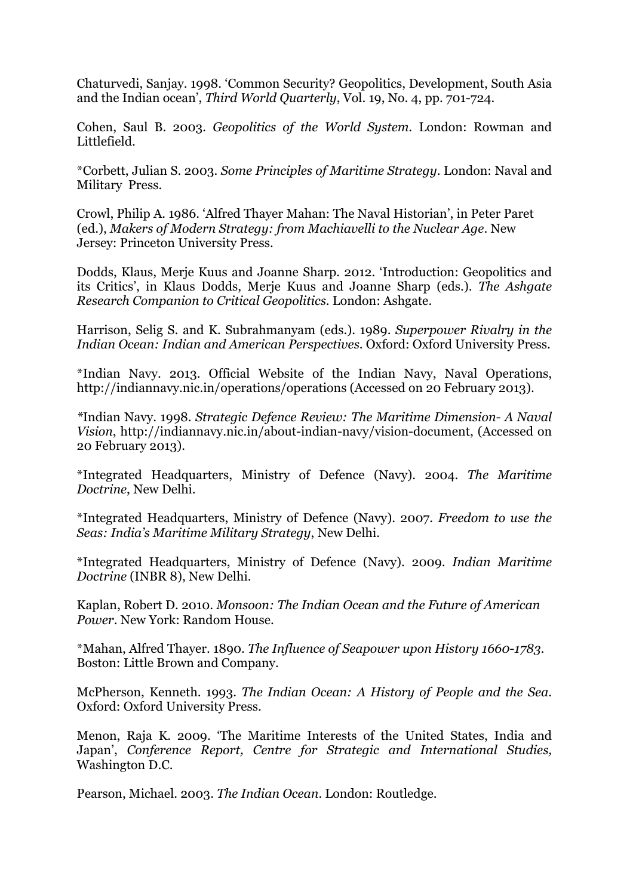Chaturvedi, Sanjay. 1998. 'Common Security? Geopolitics, Development, South Asia and the Indian ocean', *Third World Quarterly*, Vol. 19, No. 4, pp. 701-724.

Cohen, Saul B. 2003. *Geopolitics of the World System*. London: Rowman and Littlefield.

*Corbett, Julian S. 2003. *Some Principles of Maritime Strategy*. London: Naval and Military Press.

Crowl, Philip A. 1986. 'Alfred Thayer Mahan: The Naval Historian', in Peter Paret (ed.), *Makers of Modern Strategy: from Machiavelli to the Nuclear Age*. New Jersey: Princeton University Press.

Dodds, Klaus, Merje Kuus and Joanne Sharp. 2012. 'Introduction: Geopolitics and its Critics', in Klaus Dodds, Merje Kuus and Joanne Sharp (eds.). *The Ashgate Research Companion to Critical Geopolitics*. London: Ashgate.

Harrison, Selig S. and K. Subrahmanyam (eds.). 1989. *Superpower Rivalry in the Indian Ocean: Indian and American Perspectives*. Oxford: Oxford University Press.

*Indian Navy. 2013. Official Website of the Indian Navy, Naval Operations, http://indiannavy.nic.in/operations/operations (Accessed on 20 February 2013).

*Indian Navy. 1998. *Strategic Defence Review: The Maritime Dimension- A Naval Vision*, http://indiannavy.nic.in/about-indian-navy/vision-document, (Accessed on 20 February 2013).

*Integrated Headquarters, Ministry of Defence (Navy). 2004. *The Maritime Doctrine*, New Delhi.

*Integrated Headquarters, Ministry of Defence (Navy). 2007. *Freedom to use the Seas: India's Maritime Military Strategy*, New Delhi.

*Integrated Headquarters, Ministry of Defence (Navy). 2009. *Indian Maritime Doctrine* (INBR 8), New Delhi.

Kaplan, Robert D. 2010. *Monsoon: The Indian Ocean and the Future of American Power*. New York: Random House.

*Mahan, Alfred Thayer. 1890. *The Influence of Seapower upon History 1660-1783*. Boston: Little Brown and Company.

McPherson, Kenneth. 1993. *The Indian Ocean: A History of People and the Sea*. Oxford: Oxford University Press.

Menon, Raja K. 2009. 'The Maritime Interests of the United States, India and Japan', *Conference Report, Centre for Strategic and International Studies,* Washington D.C.

Pearson, Michael. 2003. *The Indian Ocean*. London: Routledge.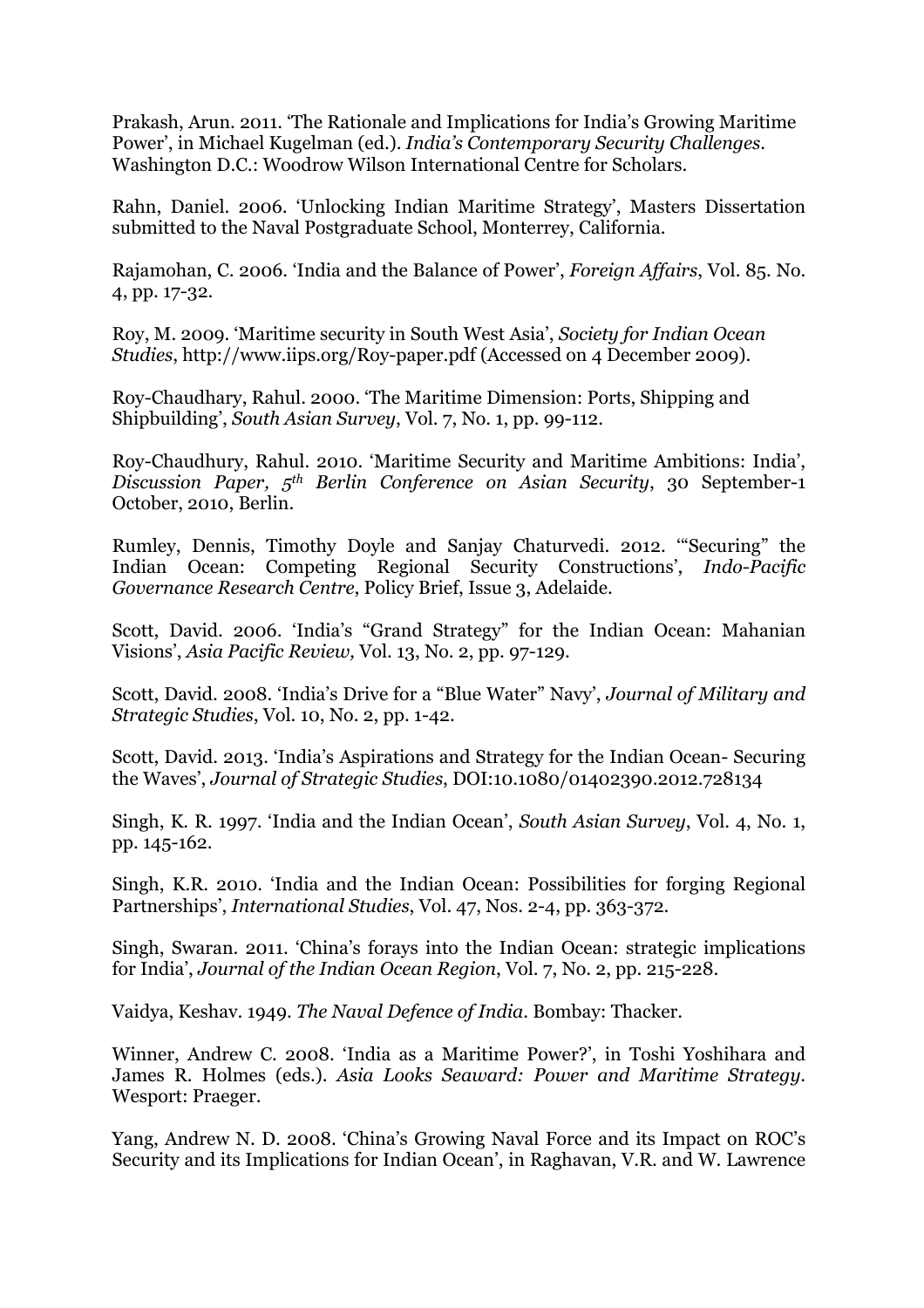Prakash, Arun. 2011. 'The Rationale and Implications for India's Growing Maritime Power', in Michael Kugelman (ed.). *India's Contemporary Security Challenges*. Washington D.C.: Woodrow Wilson International Centre for Scholars.

Rahn, Daniel. 2006. 'Unlocking Indian Maritime Strategy', Masters Dissertation submitted to the Naval Postgraduate School, Monterrey, California.

Rajamohan, C. 2006. 'India and the Balance of Power', *Foreign Affairs*, Vol. 85. No. 4, pp. 17-32.

Roy, M. 2009. 'Maritime security in South West Asia', *Society for Indian Ocean Studies*, http://www.iips.org/Roy-paper.pdf (Accessed on 4 December 2009).

Roy-Chaudhary, Rahul. 2000. 'The Maritime Dimension: Ports, Shipping and Shipbuilding', *South Asian Survey*, Vol. 7, No. 1, pp. 99-112.

Roy-Chaudhury, Rahul. 2010. 'Maritime Security and Maritime Ambitions: India', *Discussion Paper, 5th Berlin Conference on Asian Security*, 30 September-1 October, 2010, Berlin.

Rumley, Dennis, Timothy Doyle and Sanjay Chaturvedi. 2012. '"Securing" the Indian Ocean: Competing Regional Security Constructions', *Indo-Pacific Governance Research Centre*, Policy Brief, Issue 3, Adelaide.

Scott, David. 2006. 'India's "Grand Strategy" for the Indian Ocean: Mahanian Visions', *Asia Pacific Review,* Vol. 13, No. 2, pp. 97-129.

Scott, David. 2008. 'India's Drive for a "Blue Water" Navy', *Journal of Military and Strategic Studies*, Vol. 10, No. 2, pp. 1-42.

Scott, David. 2013. 'India's Aspirations and Strategy for the Indian Ocean- Securing the Waves', *Journal of Strategic Studies*, DOI:10.1080/01402390.2012.728134

Singh, K. R. 1997. 'India and the Indian Ocean', *South Asian Survey*, Vol. 4, No. 1, pp. 145-162.

Singh, K.R. 2010. 'India and the Indian Ocean: Possibilities for forging Regional Partnerships', *International Studies*, Vol. 47, Nos. 2-4, pp. 363-372.

Singh, Swaran. 2011. 'China's forays into the Indian Ocean: strategic implications for India', *Journal of the Indian Ocean Region*, Vol. 7, No. 2, pp. 215-228.

Vaidya, Keshav. 1949. *The Naval Defence of India*. Bombay: Thacker.

Winner, Andrew C. 2008. 'India as a Maritime Power?', in Toshi Yoshihara and James R. Holmes (eds.). *Asia Looks Seaward: Power and Maritime Strategy*. Wesport: Praeger.

Yang, Andrew N. D. 2008. 'China's Growing Naval Force and its Impact on ROC's Security and its Implications for Indian Ocean', in Raghavan, V.R. and W. Lawrence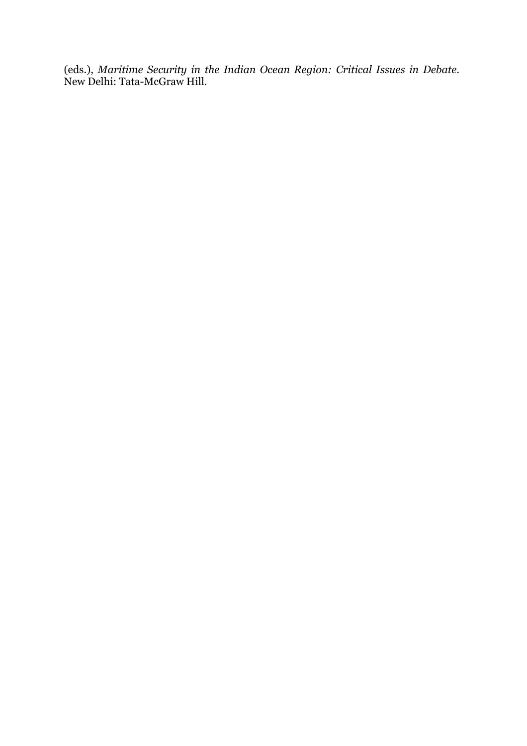(eds.), *Maritime Security in the Indian Ocean Region: Critical Issues in Debate*. New Delhi: Tata-McGraw Hill.